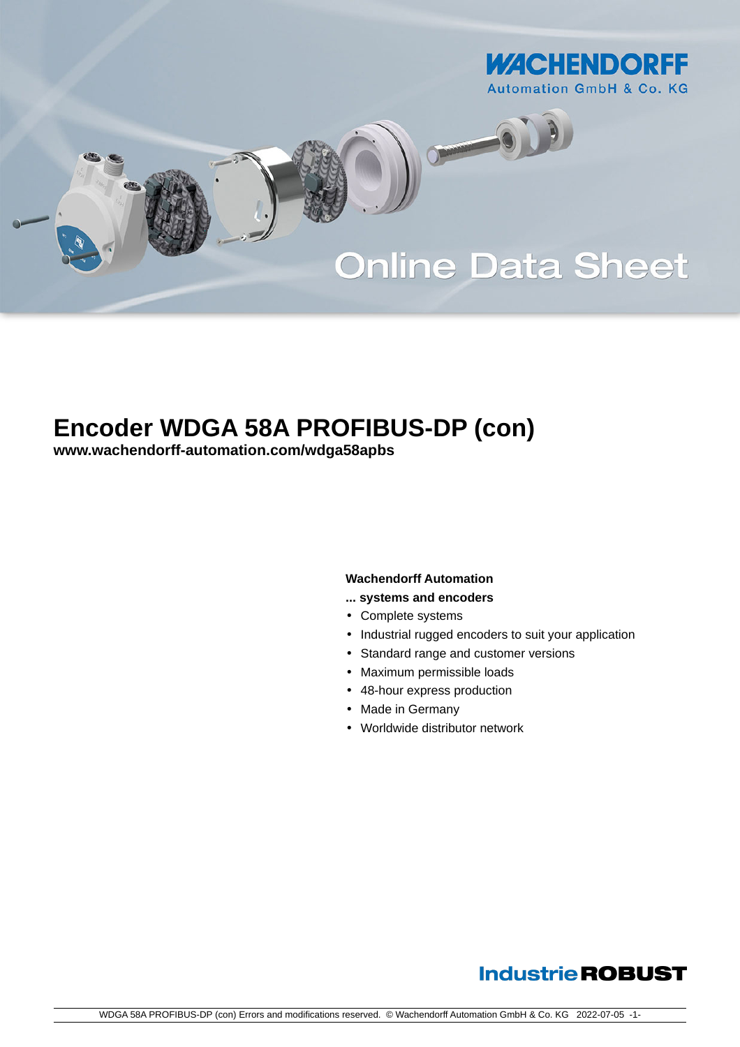WACHENDORFF
Automation GmbH & Co. KG

Online Data Sheet

# Encoder WDGA 58A PROFIBUS-DP (con)

**www.wachendorff-automation.com/wdga58apbs**

**Wachendorff Automation**

**... systems and encoders**

- Complete systems
- Industrial rugged encoders to suit your application
- Standard range and customer versions
- Maximum permissible loads
- 48-hour express production
- Made in Germany
- Worldwide distributor network

**IndustrieROBUST**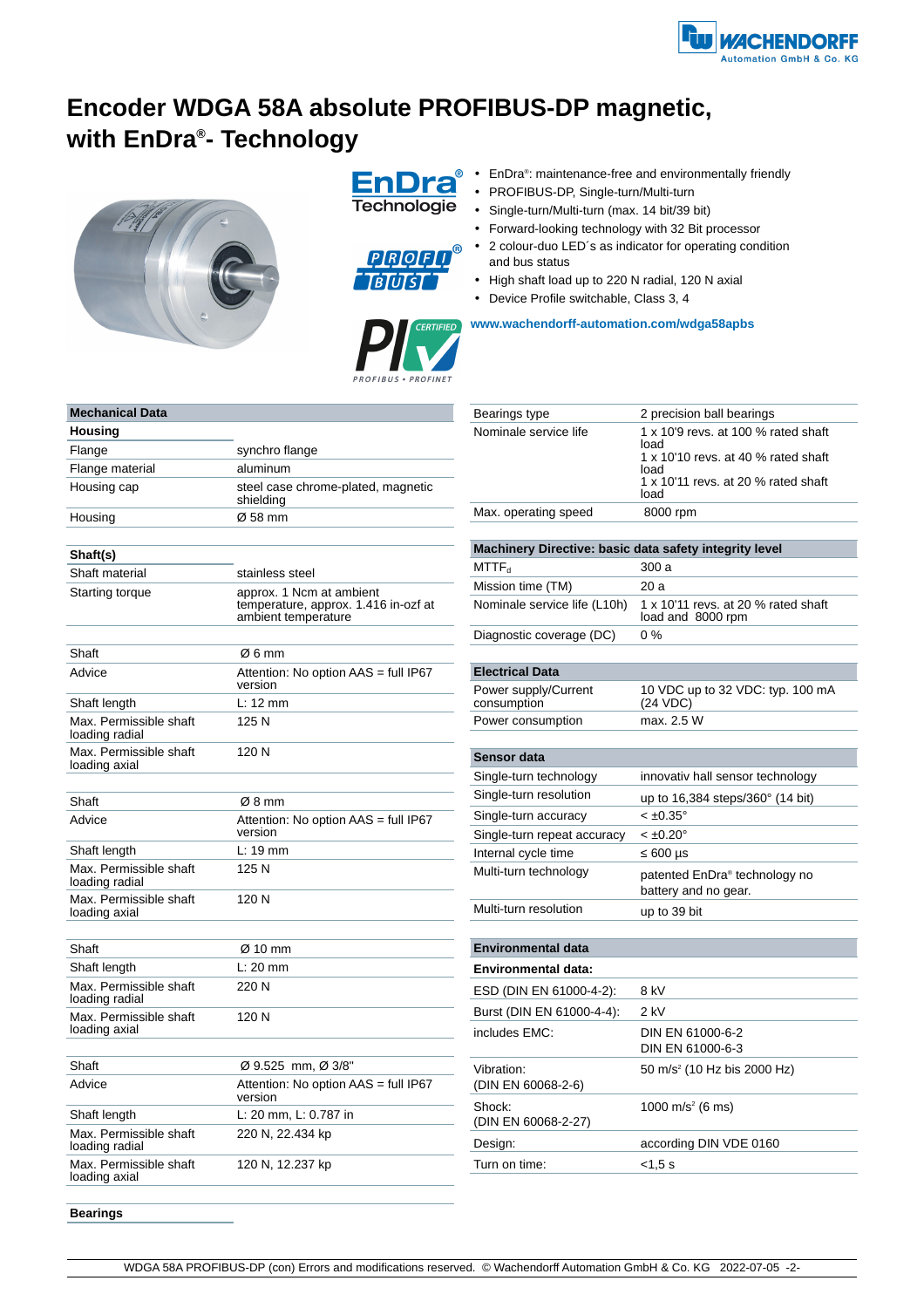# Encoder WDGA 58A absolute PROFIBUS-DP magnetic, with EnDra®- Technology

- EnDra®: maintenance-free and environmentally friendly
- PROFIBUS-DP, Single-turn/Multi-turn
- Single-turn/Multi-turn (max. 14 bit/39 bit)
- Forward-looking technology with 32 Bit processor
- 2 colour-duo LED´s as indicator for operating condition and bus status
- High shaft load up to 220 N radial, 120 N axial
- Device Profile switchable, Class 3, 4

www.wachendorff-automation.com/wdga58apbs

| Mechanical Data | |
|---|---|
| **Housing** | |
| Flange | synchro flange |
| Flange material | aluminum |
| Housing cap | steel case chrome-plated, magnetic shielding |
| Housing | Ø 58 mm |
| **Shaft(s)** | |
| Shaft material | stainless steel |
| Starting torque | approx. 1 Ncm at ambient temperature, approx. 1.416 in-ozf at ambient temperature |
| Shaft | Ø 6 mm |
| Advice | Attention: No option AAS = full IP67 version |
| Shaft length | L: 12 mm |
| Max. Permissible shaft loading radial | 125 N |
| Max. Permissible shaft loading axial | 120 N |
| Shaft | Ø 8 mm |
| Advice | Attention: No option AAS = full IP67 version |
| Shaft length | L: 19 mm |
| Max. Permissible shaft loading radial | 125 N |
| Max. Permissible shaft loading axial | 120 N |
| Shaft | Ø 10 mm |
| Shaft length | L: 20 mm |
| Max. Permissible shaft loading radial | 220 N |
| Max. Permissible shaft loading axial | 120 N |
| Shaft | Ø 9.525 mm, Ø 3/8" |
| Advice | Attention: No option AAS = full IP67 version |
| Shaft length | L: 20 mm, L: 0.787 in |
| Max. Permissible shaft loading radial | 220 N, 22.434 kp |
| Max. Permissible shaft loading axial | 120 N, 12.237 kp |
| **Bearings** | |
| Bearings type | 2 precision ball bearings |
| Nominale service life | 1 x 10'9 revs. at 100 % rated shaft load<br>1 x 10'10 revs. at 40 % rated shaft load<br>1 x 10'11 revs. at 20 % rated shaft load |
| Max. operating speed | 8000 rpm |

| Machinery Directive: basic data safety integrity level | |
|---|---|
| $MTTF_d$ | 300 a |
| Mission time (TM) | 20 a |
| Nominale service life (L10h) | 1 x 10'11 revs. at 20 % rated shaft load and 8000 rpm |
| Diagnostic coverage (DC) | 0 % |

| Electrical Data | |
|---|---|
| Power supply/Current consumption | 10 VDC up to 32 VDC: typ. 100 mA (24 VDC) |
| Power consumption | max. 2.5 W |

| Sensor data | |
|---|---|
| Single-turn technology | innovativ hall sensor technology |
| Single-turn resolution | up to 16,384 steps/360° (14 bit) |
| Single-turn accuracy | < ±0.35° |
| Single-turn repeat accuracy | < ±0.20° |
| Internal cycle time | ≤ 600 µs |
| Multi-turn technology | patented EnDra® technology no battery and no gear. |
| Multi-turn resolution | up to 39 bit |

| Environmental data | |
|---|---|
| **Environmental data:** | |
| ESD (DIN EN 61000-4-2): | 8 kV |
| Burst (DIN EN 61000-4-4): | 2 kV |
| includes EMC: | DIN EN 61000-6-2<br>DIN EN 61000-6-3 |
| Vibration: (DIN EN 60068-2-6) | 50 m/s² (10 Hz bis 2000 Hz) |
| Shock: (DIN EN 60068-2-27) | 1000 m/s² (6 ms) |
| Design: | according DIN VDE 0160 |
| Turn on time: | <1,5 s |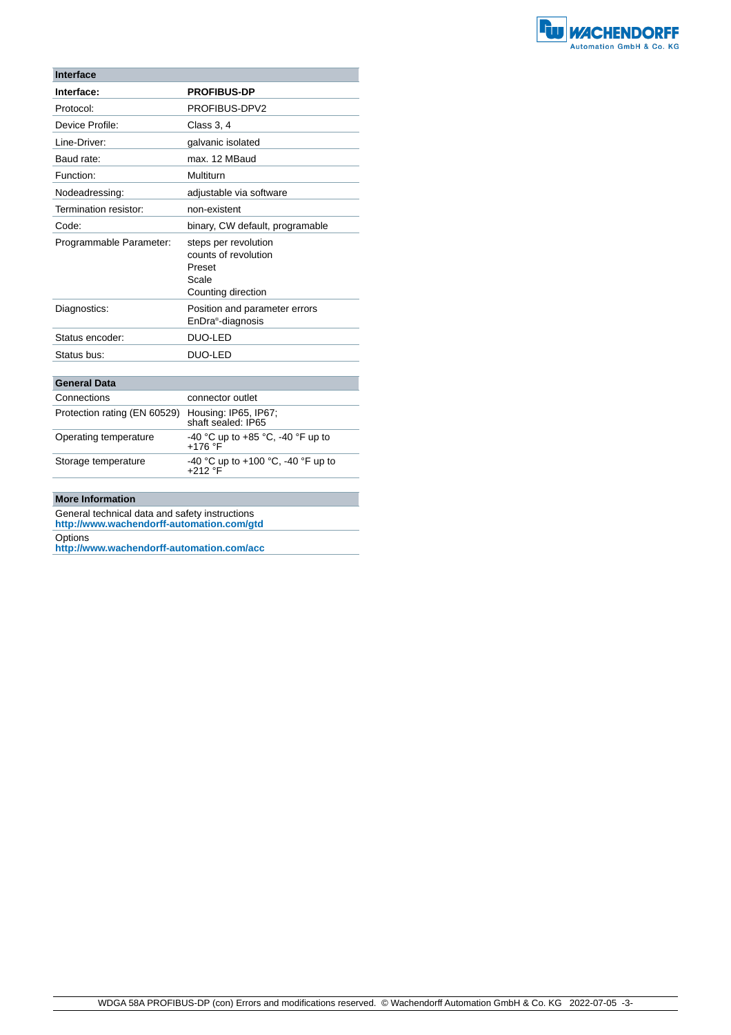| Interface | |
|---|---|
| **Interface:** | **PROFIBUS-DP** |
| Protocol: | PROFIBUS-DPV2 |
| Device Profile: | Class 3, 4 |
| Line-Driver: | galvanic isolated |
| Baud rate: | max. 12 MBaud |
| Function: | Multiturn |
| Nodeadressing: | adjustable via software |
| Termination resistor: | non-existent |
| Code: | binary, CW default, programable |
| Programmable Parameter: | steps per revolution<br>counts of revolution<br>Preset<br>Scale<br>Counting direction |
| Diagnostics: | Position and parameter errors<br>EnDra®-diagnosis |
| Status encoder: | DUO-LED |
| Status bus: | DUO-LED |

| General Data | |
|---|---|
| Connections | connector outlet |
| Protection rating (EN 60529) | Housing: IP65, IP67;<br>shaft sealed: IP65 |
| Operating temperature | -40 °C up to +85 °C, -40 °F up to +176 °F |
| Storage temperature | -40 °C up to +100 °C, -40 °F up to +212 °F |

| More Information |
|---|
| General technical data and safety instructions<br>**http://www.wachendorff-automation.com/gtd** |
| Options<br>**http://www.wachendorff-automation.com/acc** |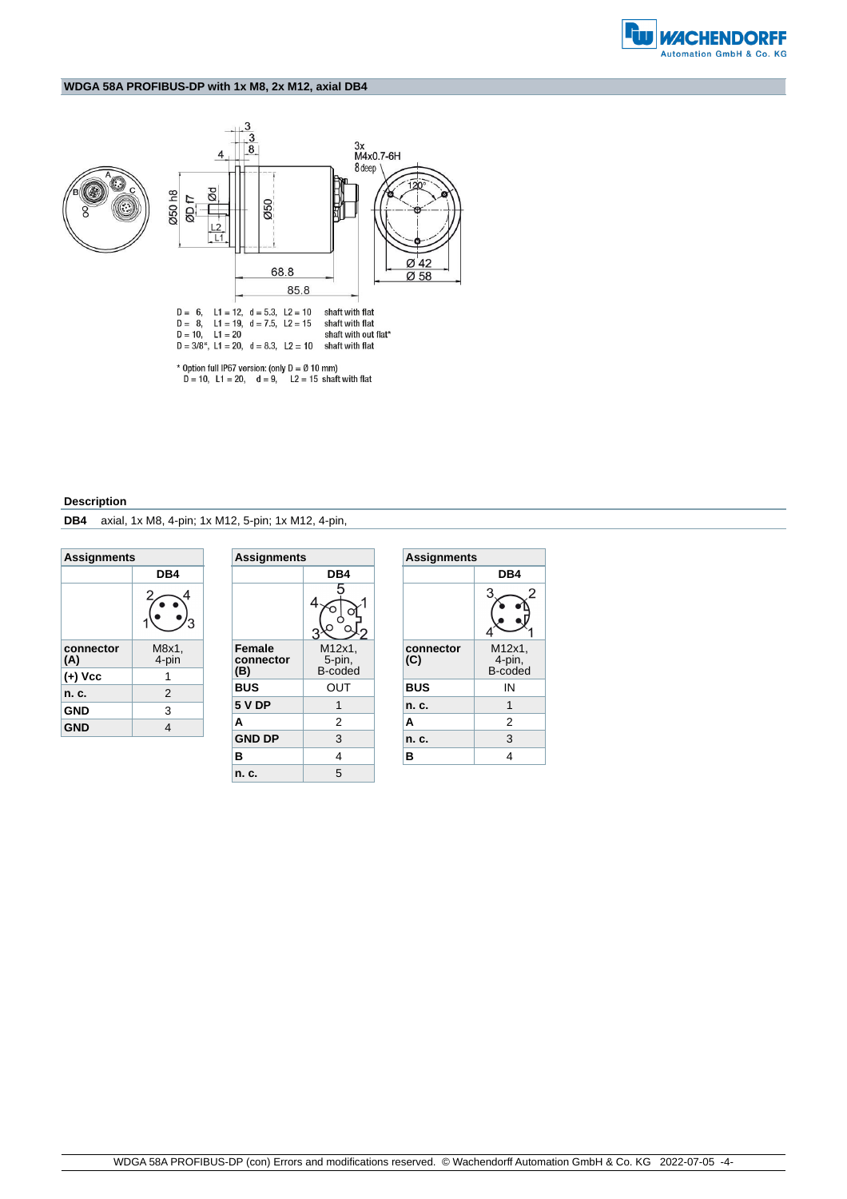## WDGA 58A PROFIBUS-DP with 1x M8, 2x M12, axial DB4

D = 6, L1 = 12, d = 5.3, L2 = 10 shaft with flat
D = 8, L1 = 19, d = 7.5, L2 = 15 shaft with flat
D = 10, L1 = 20 shaft with out flat*
D = 3/8", L1 = 20, d = 8.3, L2 = 10 shaft with flat

\* Option full IP67 version: (only D = Ø 10 mm)
D = 10, L1 = 20, d = 9, L2 = 15 shaft with flat

### Description

**DB4** axial, 1x M8, 4-pin; 1x M12, 5-pin; 1x M12, 4-pin,

| Assignments | |
|---|---|
| | **DB4** |
| **connector (A)** | M8x1, 4-pin |
| **(+) Vcc** | 1 |
| **n. c.** | 2 |
| **GND** | 3 |
| **GND** | 4 |

| Assignments | |
|---|---|
| | **DB4** |
| **Female connector (B)** | M12x1, 5-pin, B-coded |
| **BUS** | OUT |
| **5 V DP** | 1 |
| **A** | 2 |
| **GND DP** | 3 |
| **B** | 4 |
| **n. c.** | 5 |

| Assignments | |
|---|---|
| | **DB4** |
| **connector (C)** | M12x1, 4-pin, B-coded |
| **BUS** | IN |
| **n. c.** | 1 |
| **A** | 2 |
| **n. c.** | 3 |
| **B** | 4 |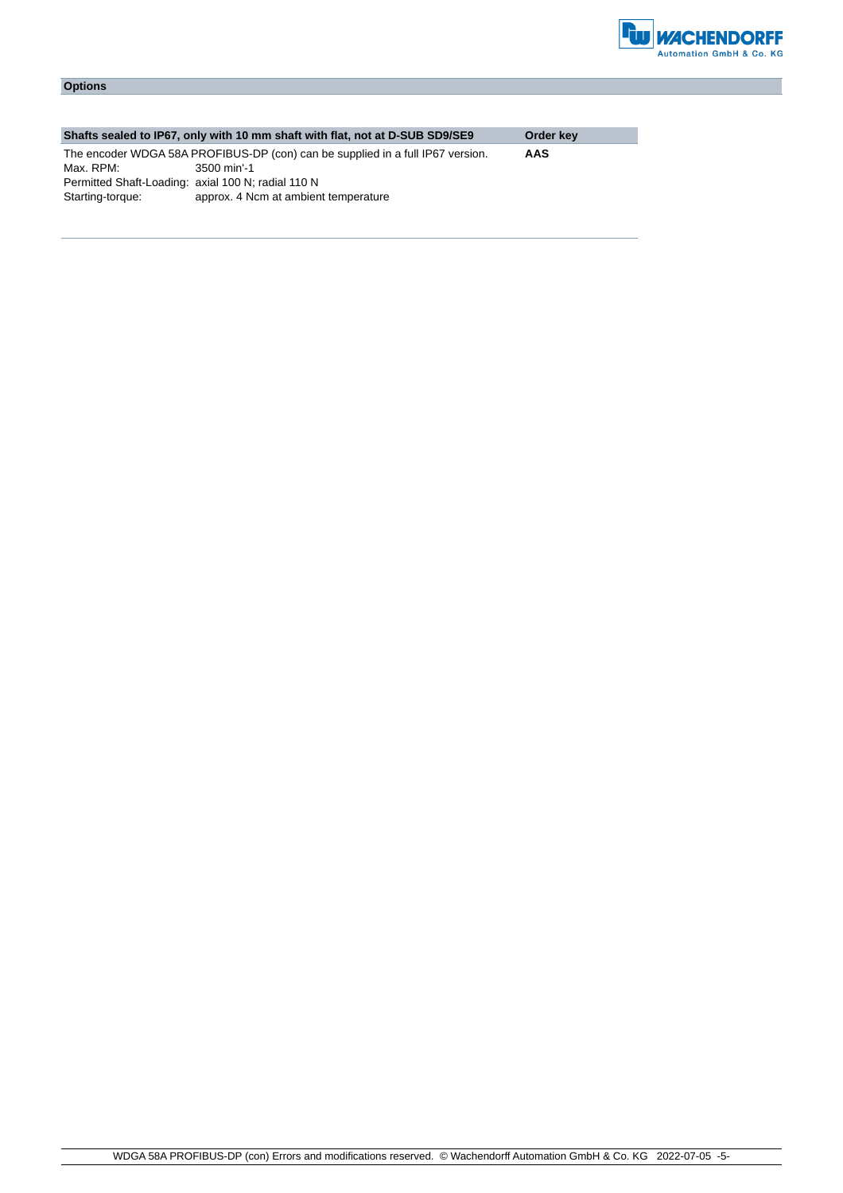## Options

| Shafts sealed to IP67, only with 10 mm shaft with flat, not at D-SUB SD9/SE9 | Order key |
|---|---|
| The encoder WDGA 58A PROFIBUS-DP (con) can be supplied in a full IP67 version.<br>Max. RPM: 3500 min'-1<br>Permitted Shaft-Loading: axial 100 N; radial 110 N<br>Starting-torque: approx. 4 Ncm at ambient temperature | **AAS** |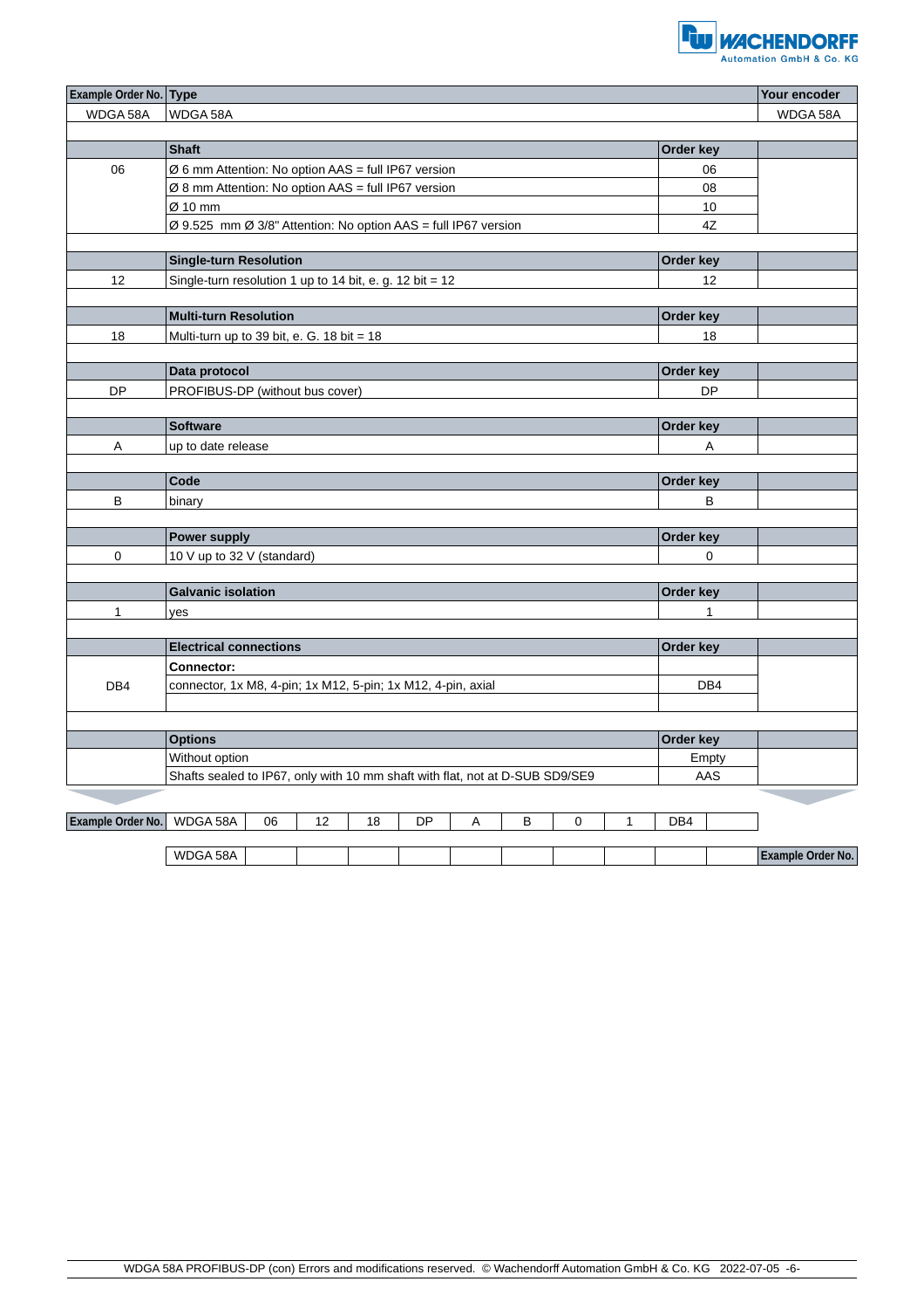| Example Order No. | Type | | Your encoder |
|---|---|---|---|
| WDGA 58A | WDGA 58A | | WDGA 58A |
| | | | |
| | **Shaft** | **Order key** | |
| 06 | Ø 6 mm Attention: No option AAS = full IP67 version | 06 | |
| | Ø 8 mm Attention: No option AAS = full IP67 version | 08 | |
| | Ø 10 mm | 10 | |
| | Ø 9.525 mm Ø 3/8" Attention: No option AAS = full IP67 version | 4Z | |
| | | | |
| | **Single-turn Resolution** | **Order key** | |
| 12 | Single-turn resolution 1 up to 14 bit, e. g. 12 bit = 12 | 12 | |
| | | | |
| | **Multi-turn Resolution** | **Order key** | |
| 18 | Multi-turn up to 39 bit, e. G. 18 bit = 18 | 18 | |
| | | | |
| | **Data protocol** | **Order key** | |
| DP | PROFIBUS-DP (without bus cover) | DP | |
| | | | |
| | **Software** | **Order key** | |
| A | up to date release | A | |
| | | | |
| | **Code** | **Order key** | |
| B | binary | B | |
| | | | |
| | **Power supply** | **Order key** | |
| 0 | 10 V up to 32 V (standard) | 0 | |
| | | | |
| | **Galvanic isolation** | **Order key** | |
| 1 | yes | 1 | |
| | | | |
| | **Electrical connections** | **Order key** | |
| | **Connector:** | | |
| DB4 | connector, 1x M8, 4-pin; 1x M12, 5-pin; 1x M12, 4-pin, axial | DB4 | |
| | | | |
| | | | |
| | **Options** | **Order key** | |
| | Without option | Empty | |
| | Shafts sealed to IP67, only with 10 mm shaft with flat, not at D-SUB SD9/SE9 | AAS | |

| Example Order No. | WDGA 58A | 06 | 12 | 18 | DP | A | B | 0 | 1 | DB4 | | |
|---|---|---|---|---|---|---|---|---|---|---|---|---|
| | WDGA 58A | | | | | | | | | | | Example Order No. |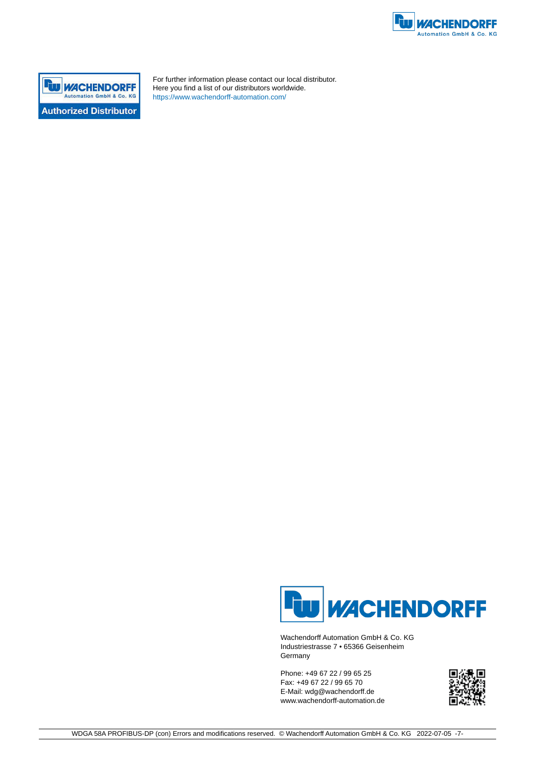Authorized Distributor

For further information please contact our local distributor.
Here you find a list of our distributors worldwide.
https://www.wachendorff-automation.com/

Wachendorff Automation GmbH & Co. KG
Industriestrasse 7 • 65366 Geisenheim
Germany

Phone: +49 67 22 / 99 65 25
Fax: +49 67 22 / 99 65 70
E-Mail: wdg@wachendorff.de
www.wachendorff-automation.de